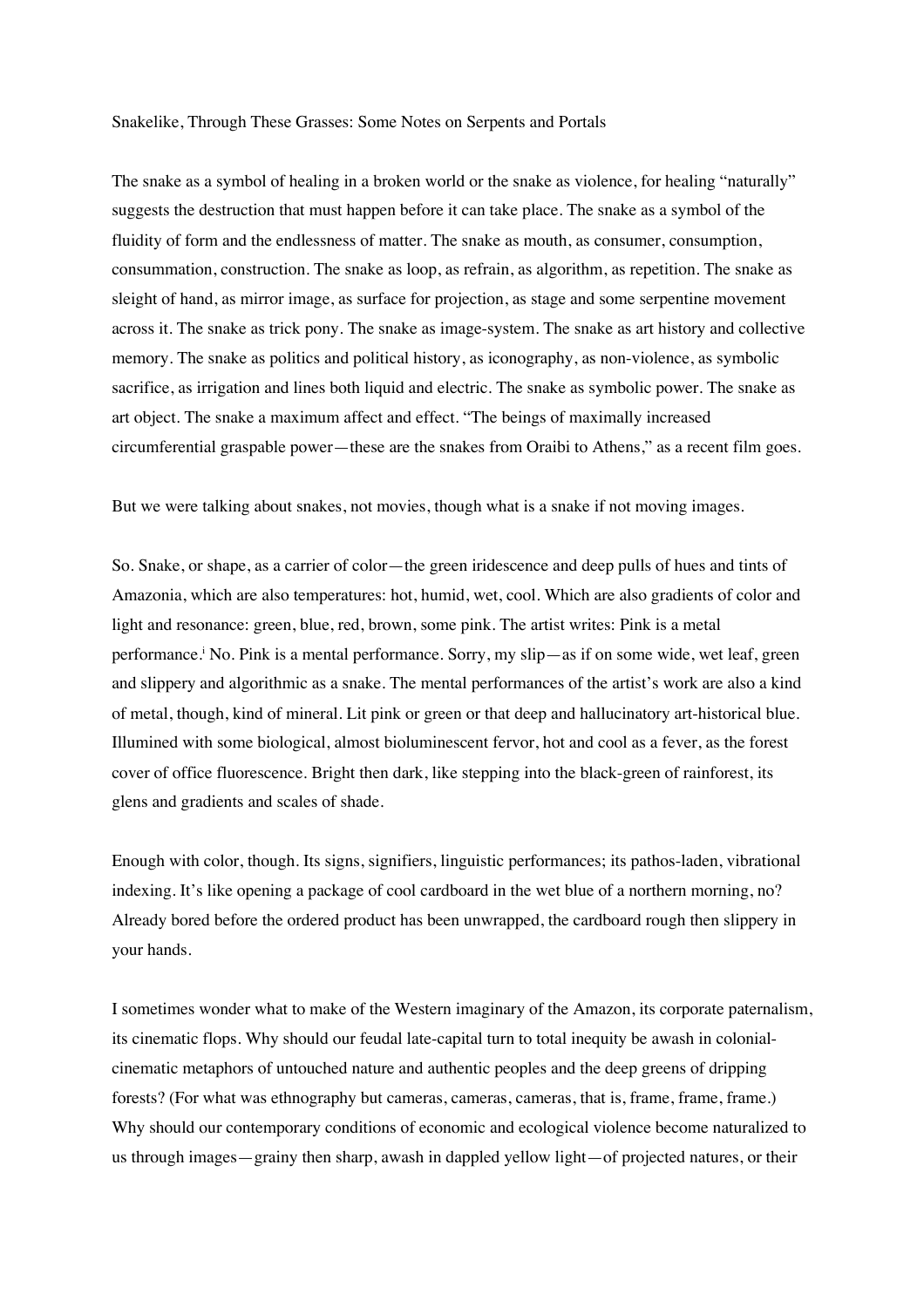# Snakelike, Through These Grasses: Some Notes on Serpents and Portals

The snake as a symbol of healing in a broken world or the snake as violence, for healing "naturally" suggests the destruction that must happen before it can take place. The snake as a symbol of the fluidity of form and the endlessness of matter. The snake as mouth, as consumer, consumption, consummation, construction. The snake as loop, as refrain, as algorithm, as repetition. The snake as sleight of hand, as mirror image, as surface for projection, as stage and some serpentine movement across it. The snake as trick pony. The snake as image-system. The snake as art history and collective memory. The snake as politics and political history, as iconography, as non-violence, as symbolic sacrifice, as irrigation and lines both liquid and electric. The snake as symbolic power. The snake as art object. The snake a maximum affect and effect. "The beings of maximally increased circumferential graspable power—these are the snakes from Oraibi to Athens," as a recent film goes.

But we were talking about snakes, not movies, though what is a snake if not moving images.

So. Snake, or shape, as a carrier of color—the green iridescence and deep pulls of hues and tints of Amazonia, which are also temperatures: hot, humid, wet, cool. Which are also gradients of color and light and resonance: green, blue, red, brown, some pink. The artist writes: Pink is a metal performance.[i] No. Pink is a mental performance. Sorry, my slip—as if on some wide, wet leaf, green and slippery and algorithmic as a snake. The mental performances of the artist's work are also a kind of metal, though, kind of mineral. Lit pink or green or that deep and hallucinatory art-historical blue. Illumined with some biological, almost bioluminescent fervor, hot and cool as a fever, as the forest cover of office fluorescence. Bright then dark, like stepping into the black-green of rainforest, its glens and gradients and scales of shade.

Enough with color, though. Its signs, signifiers, linguistic performances; its pathos-laden, vibrational indexing. It's like opening a package of cool cardboard in the wet blue of a northern morning, no? Already bored before the ordered product has been unwrapped, the cardboard rough then slippery in your hands.

I sometimes wonder what to make of the Western imaginary of the Amazon, its corporate paternalism, its cinematic flops. Why should our feudal late-capital turn to total inequity be awash in colonial-cinematic metaphors of untouched nature and authentic peoples and the deep greens of dripping forests? (For what was ethnography but cameras, cameras, cameras, that is, frame, frame, frame.) Why should our contemporary conditions of economic and ecological violence become naturalized to us through images—grainy then sharp, awash in dappled yellow light—of projected natures, or their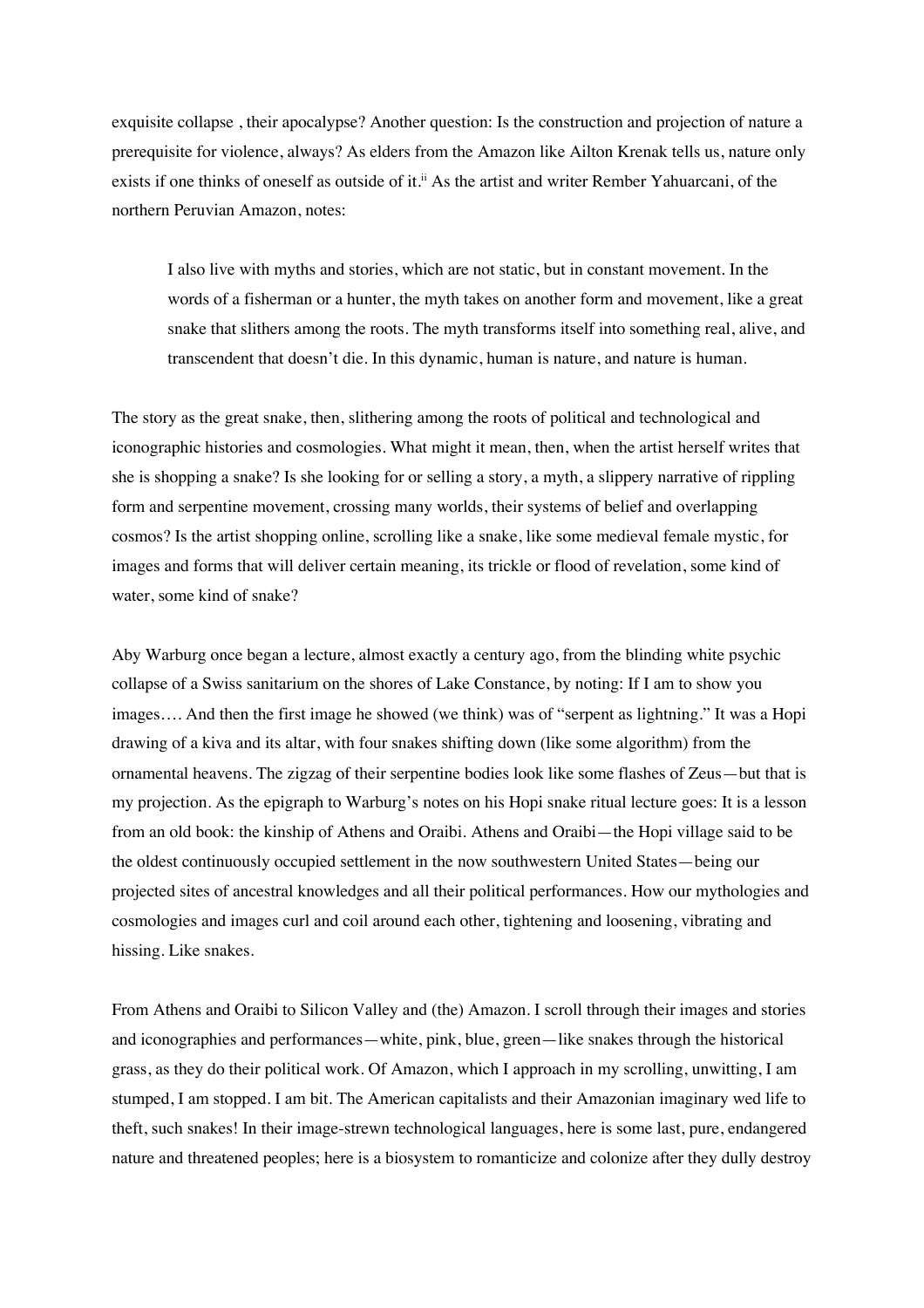exquisite collapse , their apocalypse? Another question: Is the construction and projection of nature a prerequisite for violence, always? As elders from the Amazon like Ailton Krenak tells us, nature only exists if one thinks of oneself as outside of it.[ii] As the artist and writer Rember Yahuarcani, of the northern Peruvian Amazon, notes:

> I also live with myths and stories, which are not static, but in constant movement. In the words of a fisherman or a hunter, the myth takes on another form and movement, like a great snake that slithers among the roots. The myth transforms itself into something real, alive, and transcendent that doesn't die. In this dynamic, human is nature, and nature is human.

The story as the great snake, then, slithering among the roots of political and technological and iconographic histories and cosmologies. What might it mean, then, when the artist herself writes that she is shopping a snake? Is she looking for or selling a story, a myth, a slippery narrative of rippling form and serpentine movement, crossing many worlds, their systems of belief and overlapping cosmos? Is the artist shopping online, scrolling like a snake, like some medieval female mystic, for images and forms that will deliver certain meaning, its trickle or flood of revelation, some kind of water, some kind of snake?

Aby Warburg once began a lecture, almost exactly a century ago, from the blinding white psychic collapse of a Swiss sanitarium on the shores of Lake Constance, by noting: If I am to show you images…. And then the first image he showed (we think) was of "serpent as lightning." It was a Hopi drawing of a kiva and its altar, with four snakes shifting down (like some algorithm) from the ornamental heavens. The zigzag of their serpentine bodies look like some flashes of Zeus—but that is my projection. As the epigraph to Warburg's notes on his Hopi snake ritual lecture goes: It is a lesson from an old book: the kinship of Athens and Oraibi. Athens and Oraibi—the Hopi village said to be the oldest continuously occupied settlement in the now southwestern United States—being our projected sites of ancestral knowledges and all their political performances. How our mythologies and cosmologies and images curl and coil around each other, tightening and loosening, vibrating and hissing. Like snakes.

From Athens and Oraibi to Silicon Valley and (the) Amazon. I scroll through their images and stories and iconographies and performances—white, pink, blue, green—like snakes through the historical grass, as they do their political work. Of Amazon, which I approach in my scrolling, unwitting, I am stumped, I am stopped. I am bit. The American capitalists and their Amazonian imaginary wed life to theft, such snakes! In their image-strewn technological languages, here is some last, pure, endangered nature and threatened peoples; here is a biosystem to romanticize and colonize after they dully destroy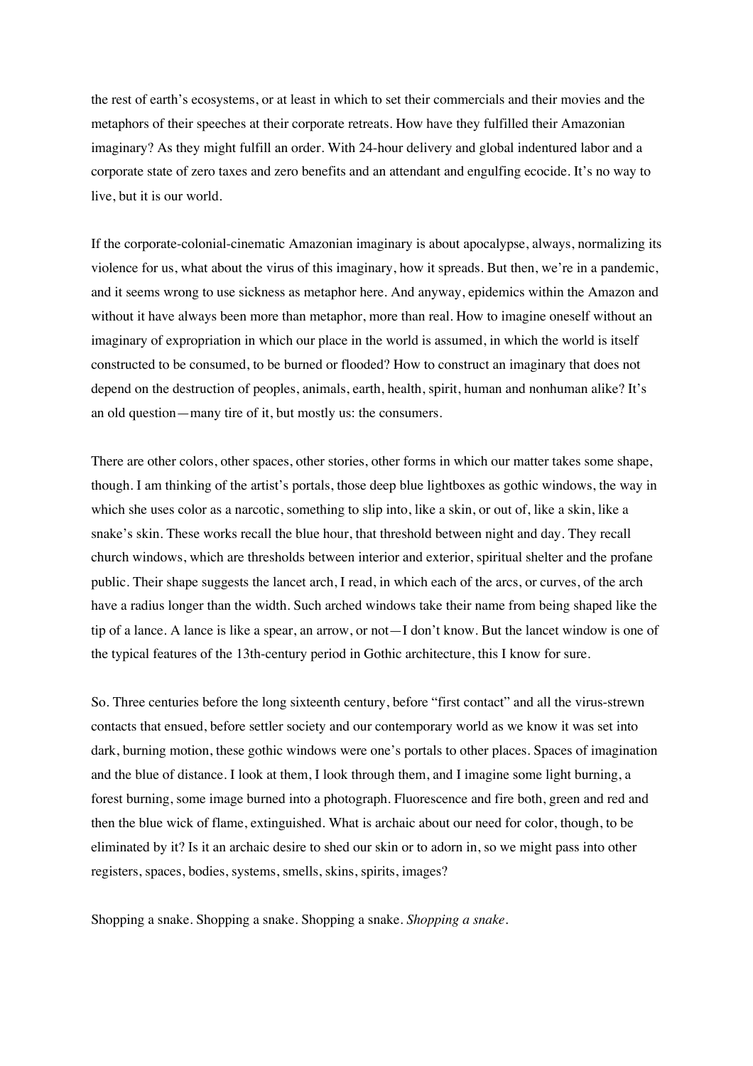the rest of earth's ecosystems, or at least in which to set their commercials and their movies and the metaphors of their speeches at their corporate retreats. How have they fulfilled their Amazonian imaginary? As they might fulfill an order. With 24-hour delivery and global indentured labor and a corporate state of zero taxes and zero benefits and an attendant and engulfing ecocide. It's no way to live, but it is our world.

If the corporate-colonial-cinematic Amazonian imaginary is about apocalypse, always, normalizing its violence for us, what about the virus of this imaginary, how it spreads. But then, we're in a pandemic, and it seems wrong to use sickness as metaphor here. And anyway, epidemics within the Amazon and without it have always been more than metaphor, more than real. How to imagine oneself without an imaginary of expropriation in which our place in the world is assumed, in which the world is itself constructed to be consumed, to be burned or flooded? How to construct an imaginary that does not depend on the destruction of peoples, animals, earth, health, spirit, human and nonhuman alike? It's an old question—many tire of it, but mostly us: the consumers.

There are other colors, other spaces, other stories, other forms in which our matter takes some shape, though. I am thinking of the artist's portals, those deep blue lightboxes as gothic windows, the way in which she uses color as a narcotic, something to slip into, like a skin, or out of, like a skin, like a snake's skin. These works recall the blue hour, that threshold between night and day. They recall church windows, which are thresholds between interior and exterior, spiritual shelter and the profane public. Their shape suggests the lancet arch, I read, in which each of the arcs, or curves, of the arch have a radius longer than the width. Such arched windows take their name from being shaped like the tip of a lance. A lance is like a spear, an arrow, or not—I don't know. But the lancet window is one of the typical features of the 13th-century period in Gothic architecture, this I know for sure.

So. Three centuries before the long sixteenth century, before "first contact" and all the virus-strewn contacts that ensued, before settler society and our contemporary world as we know it was set into dark, burning motion, these gothic windows were one's portals to other places. Spaces of imagination and the blue of distance. I look at them, I look through them, and I imagine some light burning, a forest burning, some image burned into a photograph. Fluorescence and fire both, green and red and then the blue wick of flame, extinguished. What is archaic about our need for color, though, to be eliminated by it? Is it an archaic desire to shed our skin or to adorn in, so we might pass into other registers, spaces, bodies, systems, smells, skins, spirits, images?

Shopping a snake. Shopping a snake. Shopping a snake. *Shopping a snake.*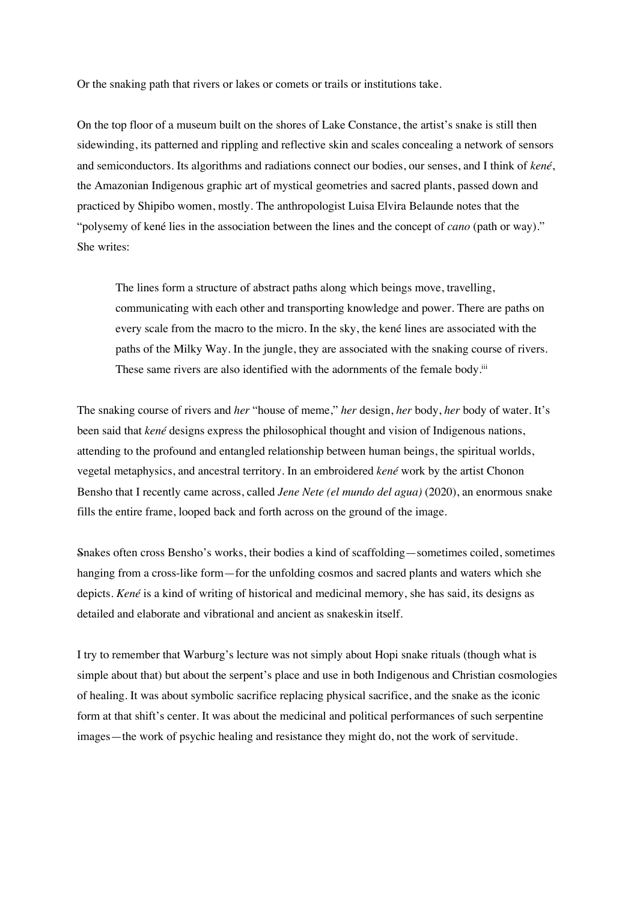Or the snaking path that rivers or lakes or comets or trails or institutions take.

On the top floor of a museum built on the shores of Lake Constance, the artist's snake is still then sidewinding, its patterned and rippling and reflective skin and scales concealing a network of sensors and semiconductors. Its algorithms and radiations connect our bodies, our senses, and I think of *kené*, the Amazonian Indigenous graphic art of mystical geometries and sacred plants, passed down and practiced by Shipibo women, mostly. The anthropologist Luisa Elvira Belaunde notes that the "polysemy of kené lies in the association between the lines and the concept of *cano* (path or way)." She writes:

> The lines form a structure of abstract paths along which beings move, travelling, communicating with each other and transporting knowledge and power. There are paths on every scale from the macro to the micro. In the sky, the kené lines are associated with the paths of the Milky Way. In the jungle, they are associated with the snaking course of rivers. These same rivers are also identified with the adornments of the female body.[iii]

The snaking course of rivers and *her* "house of meme," *her* design, *her* body, *her* body of water. It's been said that *kené* designs express the philosophical thought and vision of Indigenous nations, attending to the profound and entangled relationship between human beings, the spiritual worlds, vegetal metaphysics, and ancestral territory. In an embroidered *kené* work by the artist Chonon Bensho that I recently came across, called *Jene Nete (el mundo del agua)* (2020), an enormous snake fills the entire frame, looped back and forth across on the ground of the image.

Snakes often cross Bensho's works, their bodies a kind of scaffolding—sometimes coiled, sometimes hanging from a cross-like form—for the unfolding cosmos and sacred plants and waters which she depicts. *Kené* is a kind of writing of historical and medicinal memory, she has said, its designs as detailed and elaborate and vibrational and ancient as snakeskin itself.

I try to remember that Warburg's lecture was not simply about Hopi snake rituals (though what is simple about that) but about the serpent's place and use in both Indigenous and Christian cosmologies of healing. It was about symbolic sacrifice replacing physical sacrifice, and the snake as the iconic form at that shift's center. It was about the medicinal and political performances of such serpentine images—the work of psychic healing and resistance they might do, not the work of servitude.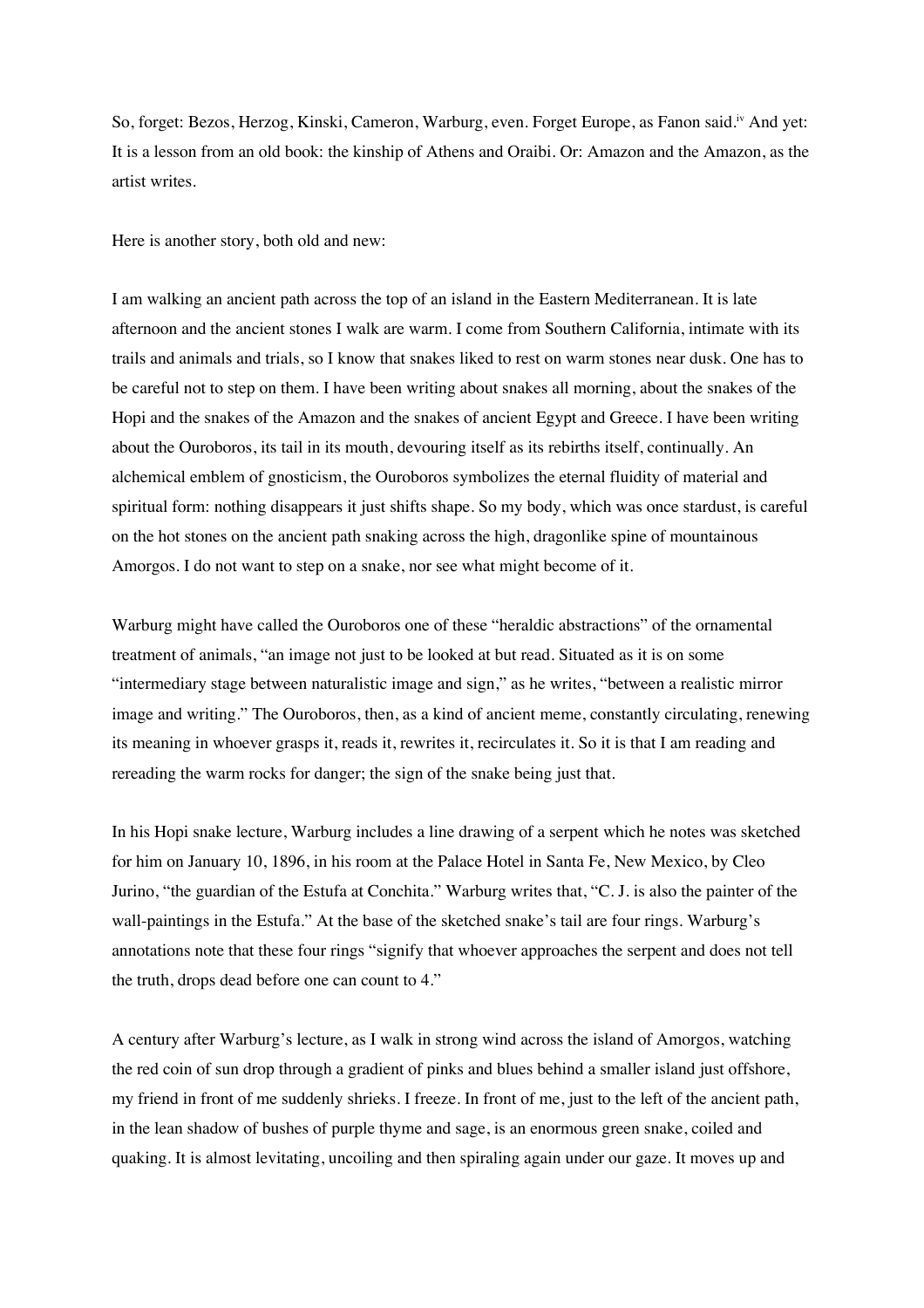So, forget: Bezos, Herzog, Kinski, Cameron, Warburg, even. Forget Europe, as Fanon said.[iv] And yet: It is a lesson from an old book: the kinship of Athens and Oraibi. Or: Amazon and the Amazon, as the artist writes.

Here is another story, both old and new:

I am walking an ancient path across the top of an island in the Eastern Mediterranean. It is late afternoon and the ancient stones I walk are warm. I come from Southern California, intimate with its trails and animals and trials, so I know that snakes liked to rest on warm stones near dusk. One has to be careful not to step on them. I have been writing about snakes all morning, about the snakes of the Hopi and the snakes of the Amazon and the snakes of ancient Egypt and Greece. I have been writing about the Ouroboros, its tail in its mouth, devouring itself as its rebirths itself, continually. An alchemical emblem of gnosticism, the Ouroboros symbolizes the eternal fluidity of material and spiritual form: nothing disappears it just shifts shape. So my body, which was once stardust, is careful on the hot stones on the ancient path snaking across the high, dragonlike spine of mountainous Amorgos. I do not want to step on a snake, nor see what might become of it.

Warburg might have called the Ouroboros one of these "heraldic abstractions" of the ornamental treatment of animals, "an image not just to be looked at but read. Situated as it is on some "intermediary stage between naturalistic image and sign," as he writes, "between a realistic mirror image and writing." The Ouroboros, then, as a kind of ancient meme, constantly circulating, renewing its meaning in whoever grasps it, reads it, rewrites it, recirculates it. So it is that I am reading and rereading the warm rocks for danger; the sign of the snake being just that.

In his Hopi snake lecture, Warburg includes a line drawing of a serpent which he notes was sketched for him on January 10, 1896, in his room at the Palace Hotel in Santa Fe, New Mexico, by Cleo Jurino, "the guardian of the Estufa at Conchita." Warburg writes that, "C. J. is also the painter of the wall-paintings in the Estufa." At the base of the sketched snake's tail are four rings. Warburg's annotations note that these four rings "signify that whoever approaches the serpent and does not tell the truth, drops dead before one can count to 4."

A century after Warburg's lecture, as I walk in strong wind across the island of Amorgos, watching the red coin of sun drop through a gradient of pinks and blues behind a smaller island just offshore, my friend in front of me suddenly shrieks. I freeze. In front of me, just to the left of the ancient path, in the lean shadow of bushes of purple thyme and sage, is an enormous green snake, coiled and quaking. It is almost levitating, uncoiling and then spiraling again under our gaze. It moves up and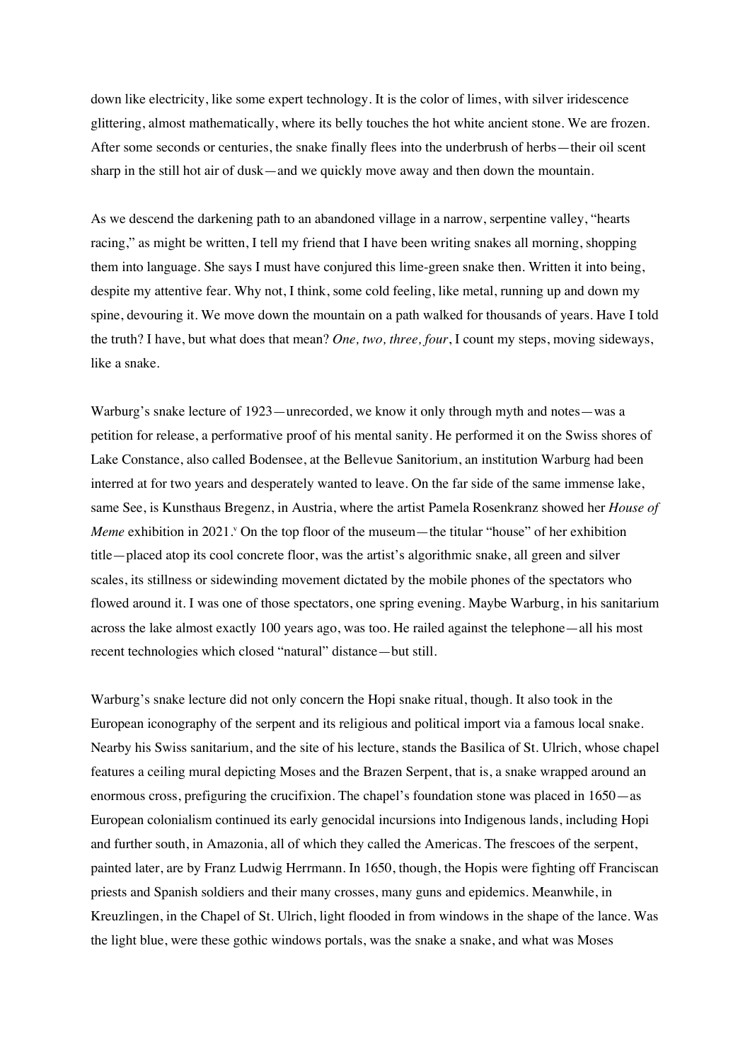down like electricity, like some expert technology. It is the color of limes, with silver iridescence glittering, almost mathematically, where its belly touches the hot white ancient stone. We are frozen. After some seconds or centuries, the snake finally flees into the underbrush of herbs—their oil scent sharp in the still hot air of dusk—and we quickly move away and then down the mountain.

As we descend the darkening path to an abandoned village in a narrow, serpentine valley, "hearts racing," as might be written, I tell my friend that I have been writing snakes all morning, shopping them into language. She says I must have conjured this lime-green snake then. Written it into being, despite my attentive fear. Why not, I think, some cold feeling, like metal, running up and down my spine, devouring it. We move down the mountain on a path walked for thousands of years. Have I told the truth? I have, but what does that mean? *One, two, three, four*, I count my steps, moving sideways, like a snake.

Warburg's snake lecture of 1923—unrecorded, we know it only through myth and notes—was a petition for release, a performative proof of his mental sanity. He performed it on the Swiss shores of Lake Constance, also called Bodensee, at the Bellevue Sanitorium, an institution Warburg had been interred at for two years and desperately wanted to leave. On the far side of the same immense lake, same See, is Kunsthaus Bregenz, in Austria, where the artist Pamela Rosenkranz showed her *House of Meme* exhibition in 2021.[v] On the top floor of the museum—the titular "house" of her exhibition title—placed atop its cool concrete floor, was the artist's algorithmic snake, all green and silver scales, its stillness or sidewinding movement dictated by the mobile phones of the spectators who flowed around it. I was one of those spectators, one spring evening. Maybe Warburg, in his sanitarium across the lake almost exactly 100 years ago, was too. He railed against the telephone—all his most recent technologies which closed "natural" distance—but still.

Warburg's snake lecture did not only concern the Hopi snake ritual, though. It also took in the European iconography of the serpent and its religious and political import via a famous local snake. Nearby his Swiss sanitarium, and the site of his lecture, stands the Basilica of St. Ulrich, whose chapel features a ceiling mural depicting Moses and the Brazen Serpent, that is, a snake wrapped around an enormous cross, prefiguring the crucifixion. The chapel's foundation stone was placed in 1650—as European colonialism continued its early genocidal incursions into Indigenous lands, including Hopi and further south, in Amazonia, all of which they called the Americas. The frescoes of the serpent, painted later, are by Franz Ludwig Herrmann. In 1650, though, the Hopis were fighting off Franciscan priests and Spanish soldiers and their many crosses, many guns and epidemics. Meanwhile, in Kreuzlingen, in the Chapel of St. Ulrich, light flooded in from windows in the shape of the lance. Was the light blue, were these gothic windows portals, was the snake a snake, and what was Moses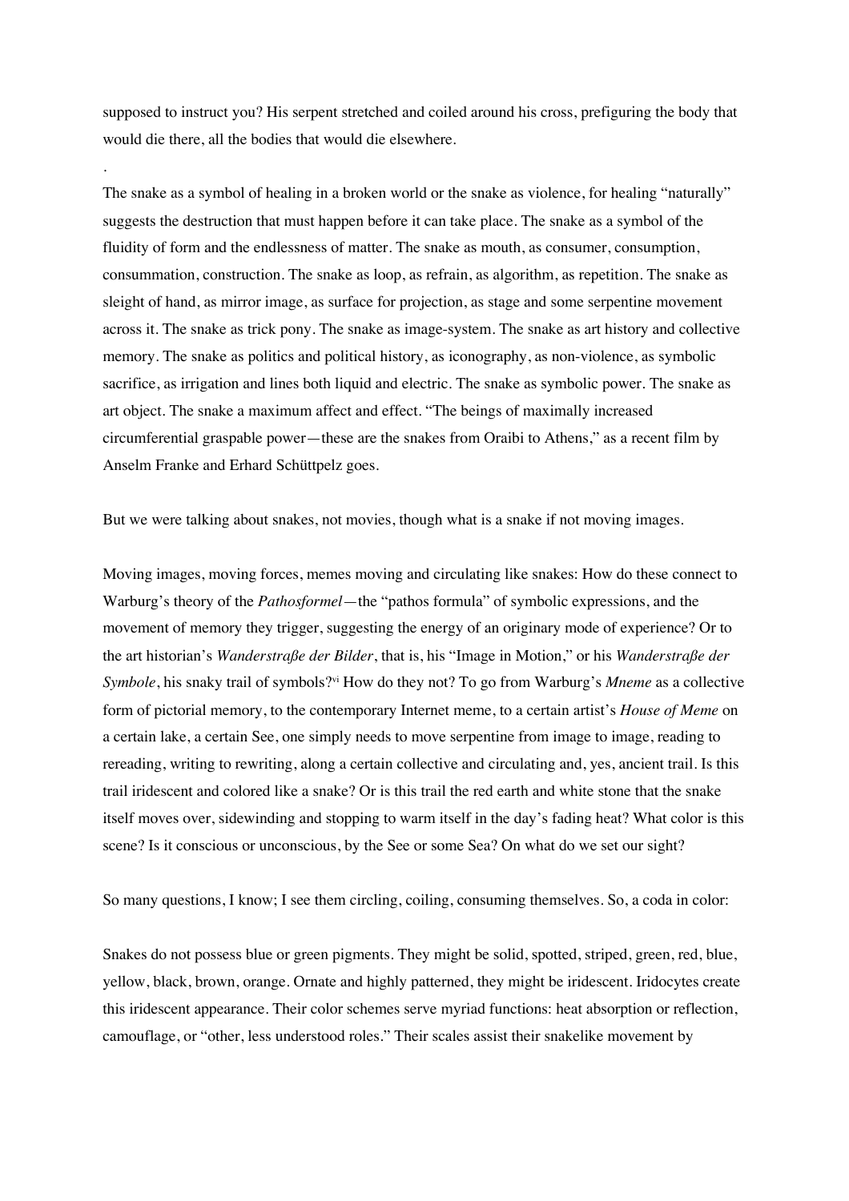supposed to instruct you? His serpent stretched and coiled around his cross, prefiguring the body that would die there, all the bodies that would die elsewhere.

.

The snake as a symbol of healing in a broken world or the snake as violence, for healing "naturally" suggests the destruction that must happen before it can take place. The snake as a symbol of the fluidity of form and the endlessness of matter. The snake as mouth, as consumer, consumption, consummation, construction. The snake as loop, as refrain, as algorithm, as repetition. The snake as sleight of hand, as mirror image, as surface for projection, as stage and some serpentine movement across it. The snake as trick pony. The snake as image-system. The snake as art history and collective memory. The snake as politics and political history, as iconography, as non-violence, as symbolic sacrifice, as irrigation and lines both liquid and electric. The snake as symbolic power. The snake as art object. The snake a maximum affect and effect. "The beings of maximally increased circumferential graspable power—these are the snakes from Oraibi to Athens," as a recent film by Anselm Franke and Erhard Schüttpelz goes.

But we were talking about snakes, not movies, though what is a snake if not moving images.

Moving images, moving forces, memes moving and circulating like snakes: How do these connect to Warburg's theory of the *Pathosformel*—the "pathos formula" of symbolic expressions, and the movement of memory they trigger, suggesting the energy of an originary mode of experience? Or to the art historian's *Wanderstraße der Bilder*, that is, his "Image in Motion," or his *Wanderstraße der Symbole*, his snaky trail of symbols?[vi] How do they not? To go from Warburg's *Mneme* as a collective form of pictorial memory, to the contemporary Internet meme, to a certain artist's *House of Meme* on a certain lake, a certain See, one simply needs to move serpentine from image to image, reading to rereading, writing to rewriting, along a certain collective and circulating and, yes, ancient trail. Is this trail iridescent and colored like a snake? Or is this trail the red earth and white stone that the snake itself moves over, sidewinding and stopping to warm itself in the day's fading heat? What color is this scene? Is it conscious or unconscious, by the See or some Sea? On what do we set our sight?

So many questions, I know; I see them circling, coiling, consuming themselves. So, a coda in color:

Snakes do not possess blue or green pigments. They might be solid, spotted, striped, green, red, blue, yellow, black, brown, orange. Ornate and highly patterned, they might be iridescent. Iridocytes create this iridescent appearance. Their color schemes serve myriad functions: heat absorption or reflection, camouflage, or "other, less understood roles." Their scales assist their snakelike movement by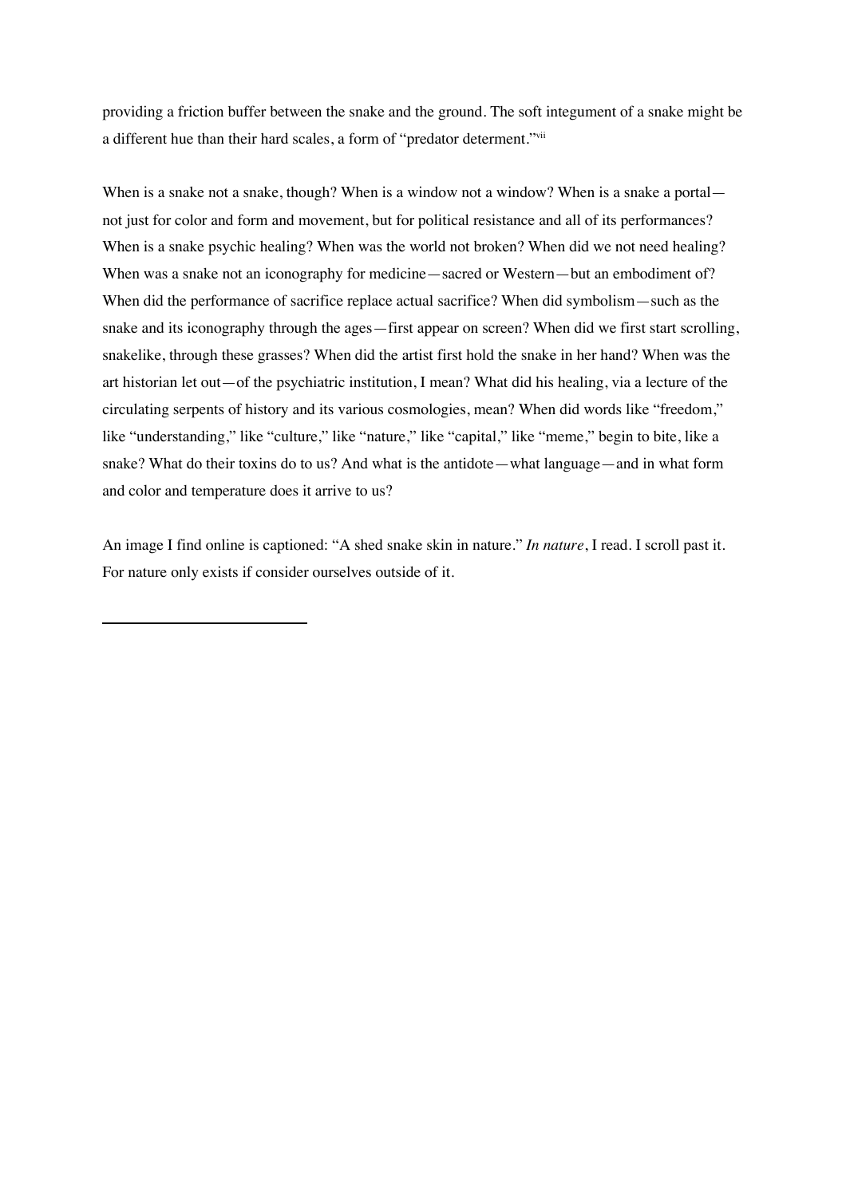providing a friction buffer between the snake and the ground. The soft integument of a snake might be a different hue than their hard scales, a form of "predator determent."[vii]

When is a snake not a snake, though? When is a window not a window? When is a snake a portal—not just for color and form and movement, but for political resistance and all of its performances? When is a snake psychic healing? When was the world not broken? When did we not need healing? When was a snake not an iconography for medicine—sacred or Western—but an embodiment of? When did the performance of sacrifice replace actual sacrifice? When did symbolism—such as the snake and its iconography through the ages—first appear on screen? When did we first start scrolling, snakelike, through these grasses? When did the artist first hold the snake in her hand? When was the art historian let out—of the psychiatric institution, I mean? What did his healing, via a lecture of the circulating serpents of history and its various cosmologies, mean? When did words like "freedom," like "understanding," like "culture," like "nature," like "capital," like "meme," begin to bite, like a snake? What do their toxins do to us? And what is the antidote—what language—and in what form and color and temperature does it arrive to us?

An image I find online is captioned: "A shed snake skin in nature." *In nature*, I read. I scroll past it. For nature only exists if consider ourselves outside of it.